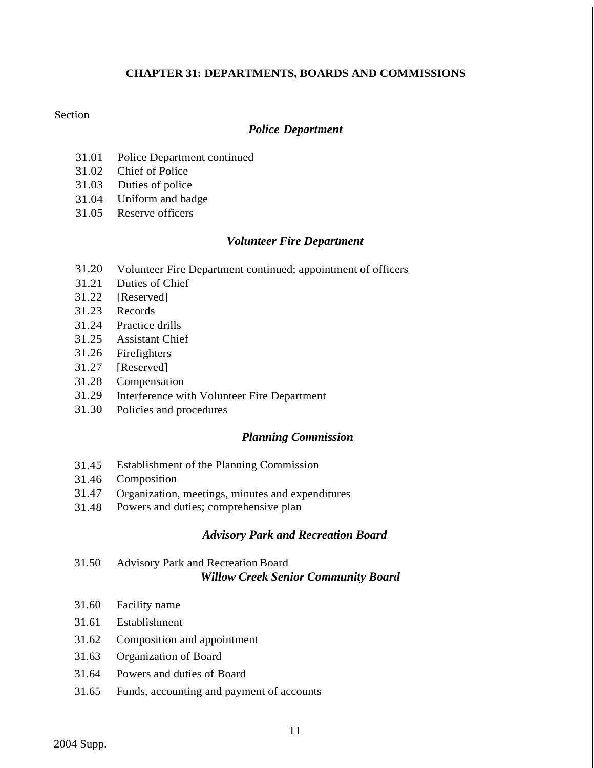# CHAPTER 31: DEPARTMENTS, BOARDS AND COMMISSIONS

Section

### *Police Department*

31.01 Police Department continued
31.02 Chief of Police
31.03 Duties of police
31.04 Uniform and badge
31.05 Reserve officers

### *Volunteer Fire Department*

31.20 Volunteer Fire Department continued; appointment of officers
31.21 Duties of Chief
31.22 [Reserved]
31.23 Records
31.24 Practice drills
31.25 Assistant Chief
31.26 Firefighters
31.27 [Reserved]
31.28 Compensation
31.29 Interference with Volunteer Fire Department
31.30 Policies and procedures

### *Planning Commission*

31.45 Establishment of the Planning Commission
31.46 Composition
31.47 Organization, meetings, minutes and expenditures
31.48 Powers and duties; comprehensive plan

### *Advisory Park and Recreation Board*

31.50 Advisory Park and Recreation Board

### *Willow Creek Senior Community Board*

31.60 Facility name
31.61 Establishment
31.62 Composition and appointment
31.63 Organization of Board
31.64 Powers and duties of Board
31.65 Funds, accounting and payment of accounts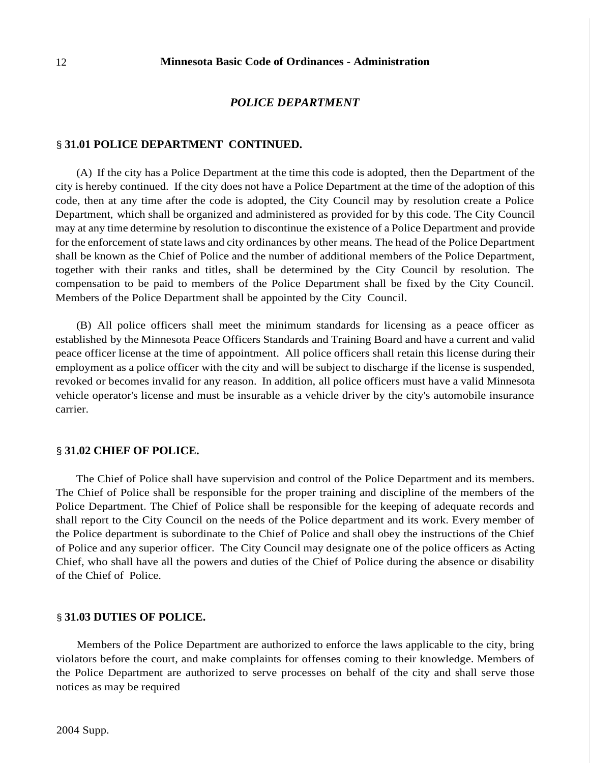## *POLICE DEPARTMENT*

### § 31.01 POLICE DEPARTMENT CONTINUED.

(A) If the city has a Police Department at the time this code is adopted, then the Department of the city is hereby continued. If the city does not have a Police Department at the time of the adoption of this code, then at any time after the code is adopted, the City Council may by resolution create a Police Department, which shall be organized and administered as provided for by this code. The City Council may at any time determine by resolution to discontinue the existence of a Police Department and provide for the enforcement of state laws and city ordinances by other means. The head of the Police Department shall be known as the Chief of Police and the number of additional members of the Police Department, together with their ranks and titles, shall be determined by the City Council by resolution. The compensation to be paid to members of the Police Department shall be fixed by the City Council. Members of the Police Department shall be appointed by the City Council.

(B) All police officers shall meet the minimum standards for licensing as a peace officer as established by the Minnesota Peace Officers Standards and Training Board and have a current and valid peace officer license at the time of appointment. All police officers shall retain this license during their employment as a police officer with the city and will be subject to discharge if the license is suspended, revoked or becomes invalid for any reason. In addition, all police officers must have a valid Minnesota vehicle operator's license and must be insurable as a vehicle driver by the city's automobile insurance carrier.

### § 31.02 CHIEF OF POLICE.

The Chief of Police shall have supervision and control of the Police Department and its members. The Chief of Police shall be responsible for the proper training and discipline of the members of the Police Department. The Chief of Police shall be responsible for the keeping of adequate records and shall report to the City Council on the needs of the Police department and its work. Every member of the Police department is subordinate to the Chief of Police and shall obey the instructions of the Chief of Police and any superior officer. The City Council may designate one of the police officers as Acting Chief, who shall have all the powers and duties of the Chief of Police during the absence or disability of the Chief of Police.

### § 31.03 DUTIES OF POLICE.

Members of the Police Department are authorized to enforce the laws applicable to the city, bring violators before the court, and make complaints for offenses coming to their knowledge. Members of the Police Department are authorized to serve processes on behalf of the city and shall serve those notices as may be required

2004 Supp.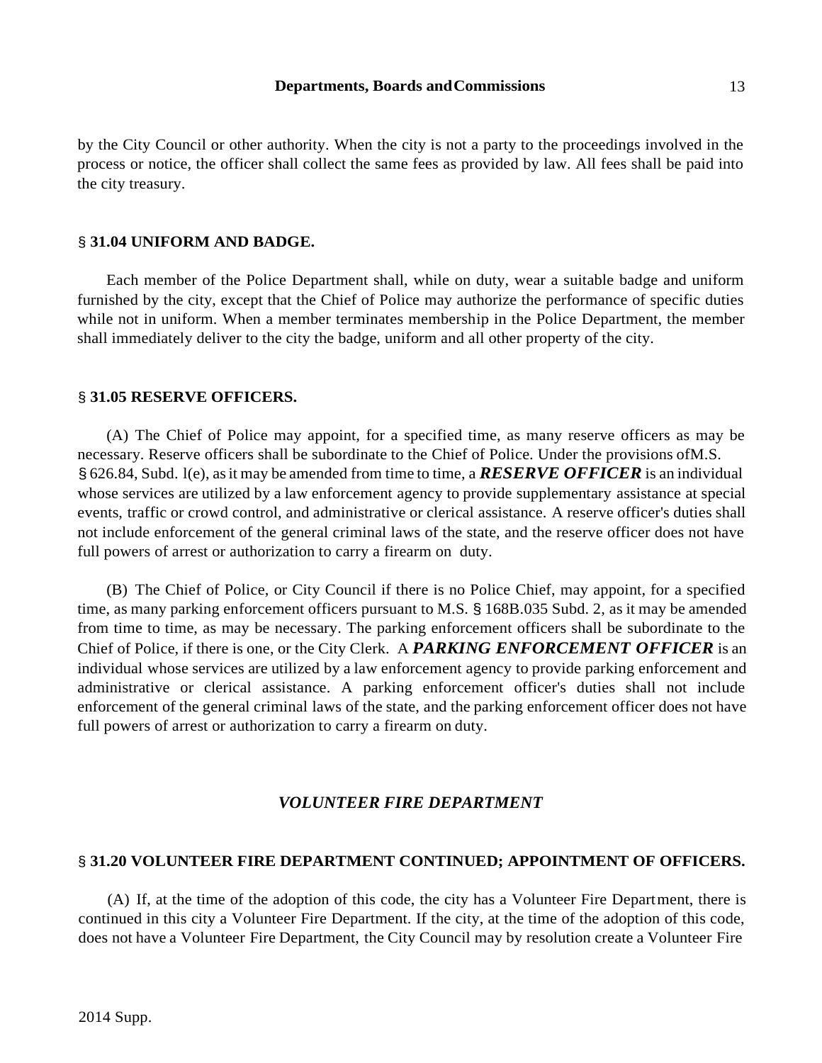by the City Council or other authority. When the city is not a party to the proceedings involved in the process or notice, the officer shall collect the same fees as provided by law. All fees shall be paid into the city treasury.

### § 31.04 UNIFORM AND BADGE.

Each member of the Police Department shall, while on duty, wear a suitable badge and uniform furnished by the city, except that the Chief of Police may authorize the performance of specific duties while not in uniform. When a member terminates membership in the Police Department, the member shall immediately deliver to the city the badge, uniform and all other property of the city.

### § 31.05 RESERVE OFFICERS.

(A) The Chief of Police may appoint, for a specified time, as many reserve officers as may be necessary. Reserve officers shall be subordinate to the Chief of Police. Under the provisions of M.S. § 626.84, Subd. l(e), as it may be amended from time to time, a ***RESERVE OFFICER*** is an individual whose services are utilized by a law enforcement agency to provide supplementary assistance at special events, traffic or crowd control, and administrative or clerical assistance. A reserve officer's duties shall not include enforcement of the general criminal laws of the state, and the reserve officer does not have full powers of arrest or authorization to carry a firearm on duty.

(B) The Chief of Police, or City Council if there is no Police Chief, may appoint, for a specified time, as many parking enforcement officers pursuant to M.S. § 168B.035 Subd. 2, as it may be amended from time to time, as may be necessary. The parking enforcement officers shall be subordinate to the Chief of Police, if there is one, or the City Clerk. A ***PARKING ENFORCEMENT OFFICER*** is an individual whose services are utilized by a law enforcement agency to provide parking enforcement and administrative or clerical assistance. A parking enforcement officer's duties shall not include enforcement of the general criminal laws of the state, and the parking enforcement officer does not have full powers of arrest or authorization to carry a firearm on duty.

## *VOLUNTEER FIRE DEPARTMENT*

### § 31.20 VOLUNTEER FIRE DEPARTMENT CONTINUED; APPOINTMENT OF OFFICERS.

(A) If, at the time of the adoption of this code, the city has a Volunteer Fire Department, there is continued in this city a Volunteer Fire Department. If the city, at the time of the adoption of this code, does not have a Volunteer Fire Department, the City Council may by resolution create a Volunteer Fire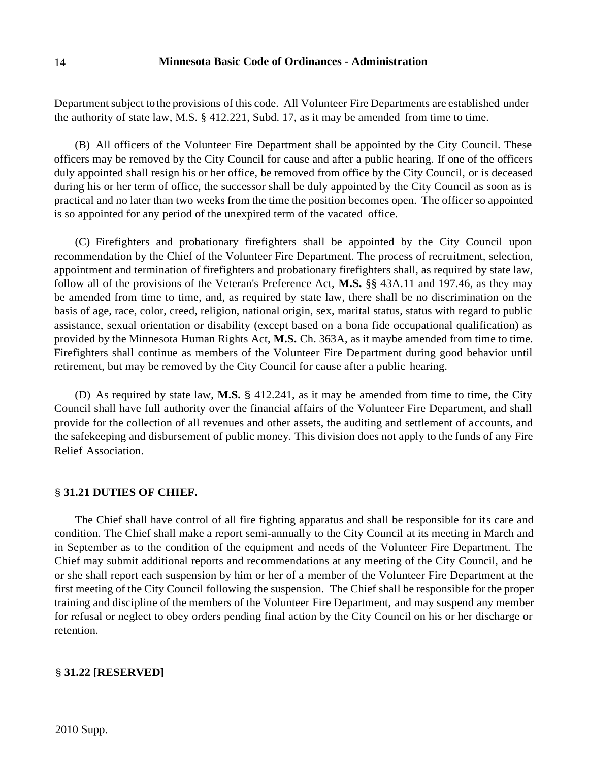Department subject to the provisions of this code. All Volunteer Fire Departments are established under the authority of state law, M.S. § 412.221, Subd. 17, as it may be amended from time to time.

(B) All officers of the Volunteer Fire Department shall be appointed by the City Council. These officers may be removed by the City Council for cause and after a public hearing. If one of the officers duly appointed shall resign his or her office, be removed from office by the City Council, or is deceased during his or her term of office, the successor shall be duly appointed by the City Council as soon as is practical and no later than two weeks from the time the position becomes open. The officer so appointed is so appointed for any period of the unexpired term of the vacated office.

(C) Firefighters and probationary firefighters shall be appointed by the City Council upon recommendation by the Chief of the Volunteer Fire Department. The process of recruitment, selection, appointment and termination of firefighters and probationary firefighters shall, as required by state law, follow all of the provisions of the Veteran's Preference Act, **M.S.** §§ 43A.11 and 197.46, as they may be amended from time to time, and, as required by state law, there shall be no discrimination on the basis of age, race, color, creed, religion, national origin, sex, marital status, status with regard to public assistance, sexual orientation or disability (except based on a bona fide occupational qualification) as provided by the Minnesota Human Rights Act, **M.S.** Ch. 363A, as it maybe amended from time to time. Firefighters shall continue as members of the Volunteer Fire Department during good behavior until retirement, but may be removed by the City Council for cause after a public hearing.

(D) As required by state law, **M.S.** § 412.241, as it may be amended from time to time, the City Council shall have full authority over the financial affairs of the Volunteer Fire Department, and shall provide for the collection of all revenues and other assets, the auditing and settlement of accounts, and the safekeeping and disbursement of public money. This division does not apply to the funds of any Fire Relief Association.

### § 31.21 DUTIES OF CHIEF.

The Chief shall have control of all fire fighting apparatus and shall be responsible for its care and condition. The Chief shall make a report semi-annually to the City Council at its meeting in March and in September as to the condition of the equipment and needs of the Volunteer Fire Department. The Chief may submit additional reports and recommendations at any meeting of the City Council, and he or she shall report each suspension by him or her of a member of the Volunteer Fire Department at the first meeting of the City Council following the suspension. The Chief shall be responsible for the proper training and discipline of the members of the Volunteer Fire Department, and may suspend any member for refusal or neglect to obey orders pending final action by the City Council on his or her discharge or retention.

### § 31.22 [RESERVED]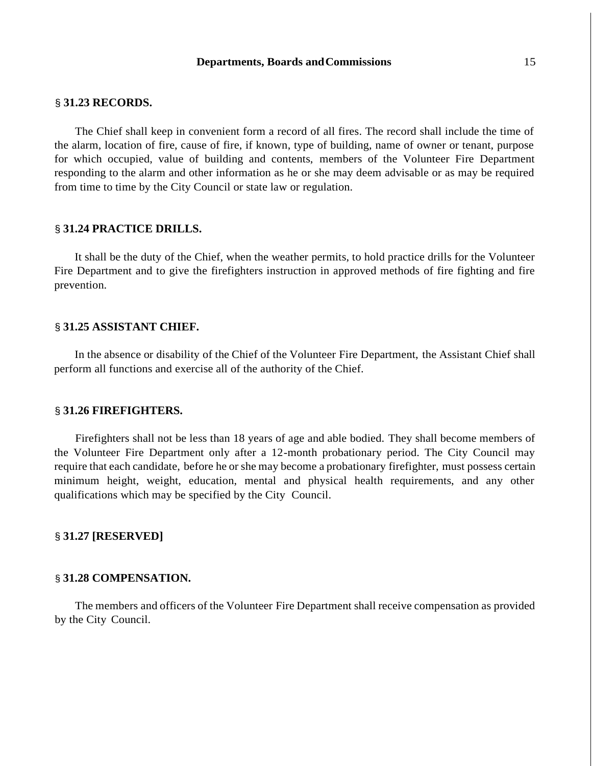## § 31.23 RECORDS.

The Chief shall keep in convenient form a record of all fires. The record shall include the time of the alarm, location of fire, cause of fire, if known, type of building, name of owner or tenant, purpose for which occupied, value of building and contents, members of the Volunteer Fire Department responding to the alarm and other information as he or she may deem advisable or as may be required from time to time by the City Council or state law or regulation.

## § 31.24 PRACTICE DRILLS.

It shall be the duty of the Chief, when the weather permits, to hold practice drills for the Volunteer Fire Department and to give the firefighters instruction in approved methods of fire fighting and fire prevention.

## § 31.25 ASSISTANT CHIEF.

In the absence or disability of the Chief of the Volunteer Fire Department, the Assistant Chief shall perform all functions and exercise all of the authority of the Chief.

## § 31.26 FIREFIGHTERS.

Firefighters shall not be less than 18 years of age and able bodied. They shall become members of the Volunteer Fire Department only after a 12-month probationary period. The City Council may require that each candidate, before he or she may become a probationary firefighter, must possess certain minimum height, weight, education, mental and physical health requirements, and any other qualifications which may be specified by the City Council.

## § 31.27 [RESERVED]

## § 31.28 COMPENSATION.

The members and officers of the Volunteer Fire Department shall receive compensation as provided by the City Council.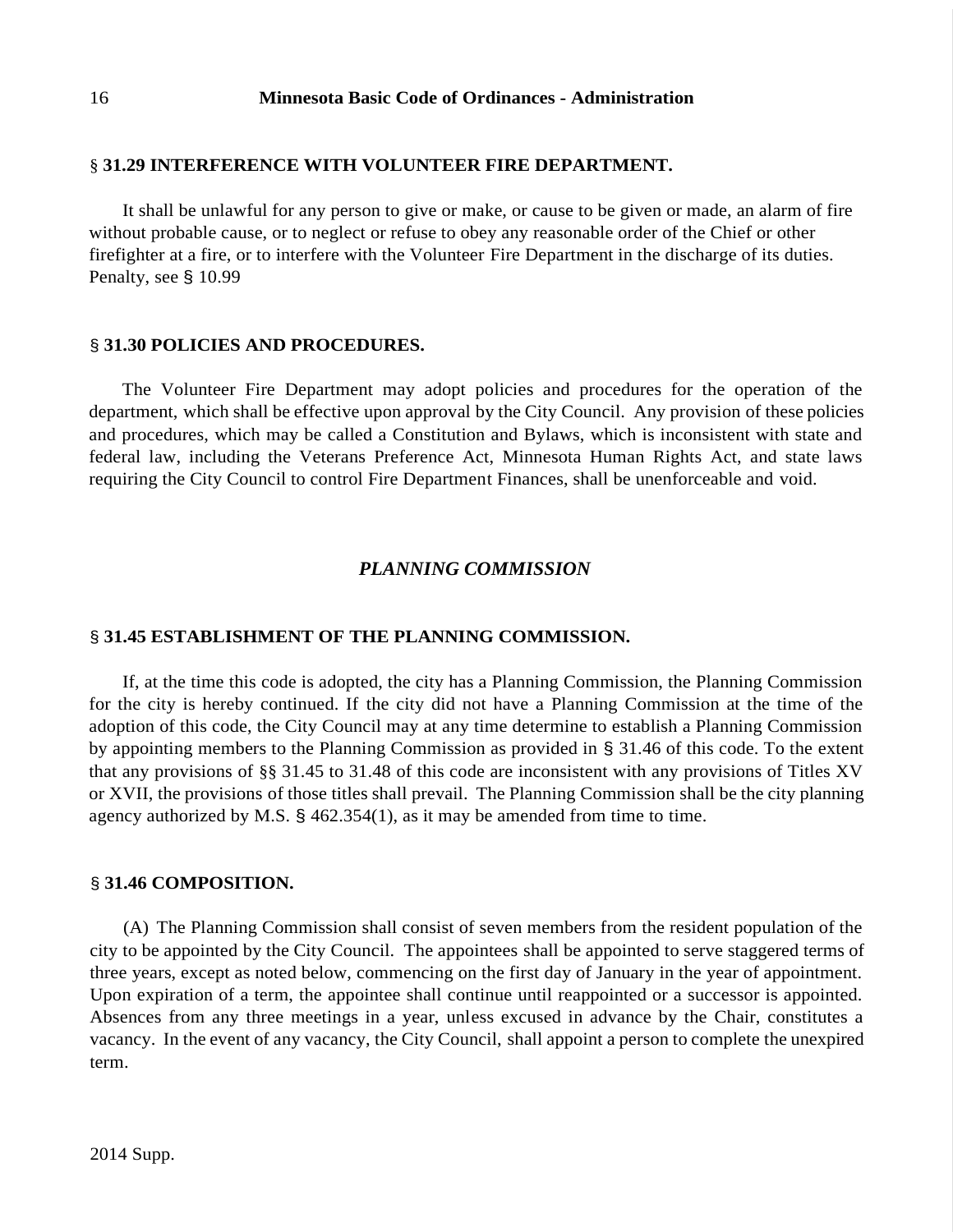### § 31.29 INTERFERENCE WITH VOLUNTEER FIRE DEPARTMENT.

It shall be unlawful for any person to give or make, or cause to be given or made, an alarm of fire without probable cause, or to neglect or refuse to obey any reasonable order of the Chief or other firefighter at a fire, or to interfere with the Volunteer Fire Department in the discharge of its duties. Penalty, see § 10.99

### § 31.30 POLICIES AND PROCEDURES.

The Volunteer Fire Department may adopt policies and procedures for the operation of the department, which shall be effective upon approval by the City Council. Any provision of these policies and procedures, which may be called a Constitution and Bylaws, which is inconsistent with state and federal law, including the Veterans Preference Act, Minnesota Human Rights Act, and state laws requiring the City Council to control Fire Department Finances, shall be unenforceable and void.

## *PLANNING COMMISSION*

### § 31.45 ESTABLISHMENT OF THE PLANNING COMMISSION.

If, at the time this code is adopted, the city has a Planning Commission, the Planning Commission for the city is hereby continued. If the city did not have a Planning Commission at the time of the adoption of this code, the City Council may at any time determine to establish a Planning Commission by appointing members to the Planning Commission as provided in § 31.46 of this code. To the extent that any provisions of §§ 31.45 to 31.48 of this code are inconsistent with any provisions of Titles XV or XVII, the provisions of those titles shall prevail. The Planning Commission shall be the city planning agency authorized by M.S. § 462.354(1), as it may be amended from time to time.

### § 31.46 COMPOSITION.

(A) The Planning Commission shall consist of seven members from the resident population of the city to be appointed by the City Council. The appointees shall be appointed to serve staggered terms of three years, except as noted below, commencing on the first day of January in the year of appointment. Upon expiration of a term, the appointee shall continue until reappointed or a successor is appointed. Absences from any three meetings in a year, unless excused in advance by the Chair, constitutes a vacancy. In the event of any vacancy, the City Council, shall appoint a person to complete the unexpired term.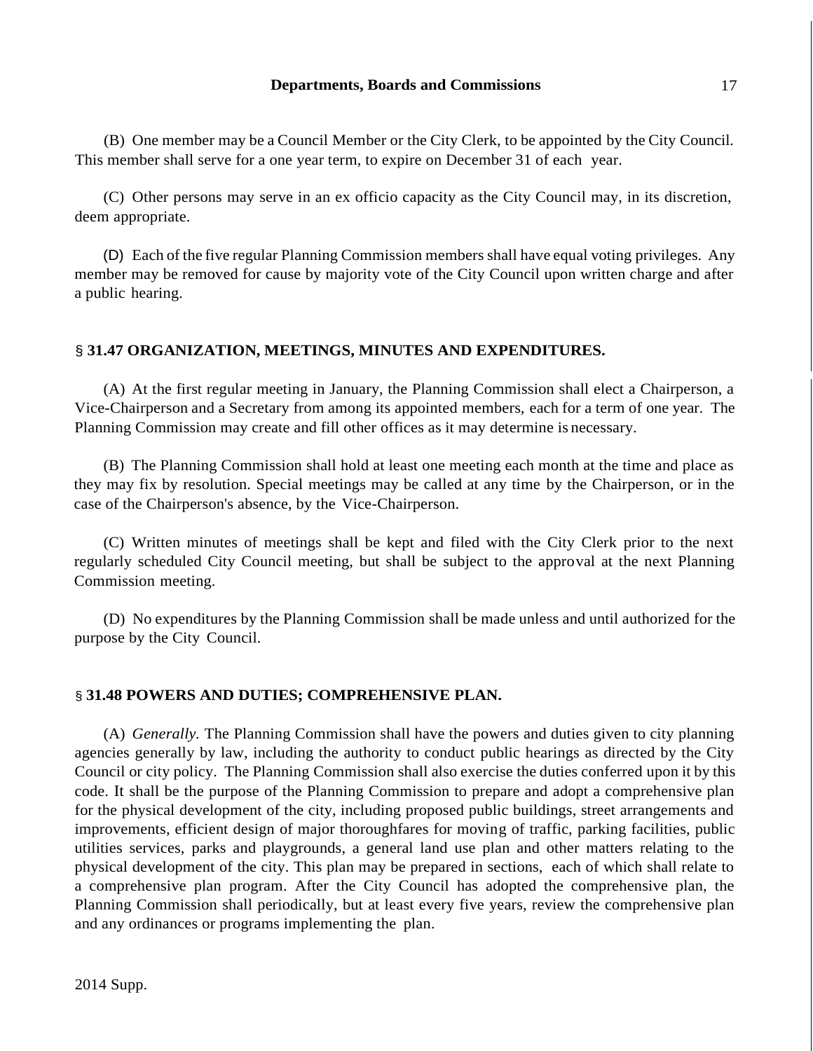(B) One member may be a Council Member or the City Clerk, to be appointed by the City Council. This member shall serve for a one year term, to expire on December 31 of each year.

(C) Other persons may serve in an ex officio capacity as the City Council may, in its discretion, deem appropriate.

(D) Each of the five regular Planning Commission members shall have equal voting privileges. Any member may be removed for cause by majority vote of the City Council upon written charge and after a public hearing.

## § 31.47 ORGANIZATION, MEETINGS, MINUTES AND EXPENDITURES.

(A) At the first regular meeting in January, the Planning Commission shall elect a Chairperson, a Vice-Chairperson and a Secretary from among its appointed members, each for a term of one year. The Planning Commission may create and fill other offices as it may determine is necessary.

(B) The Planning Commission shall hold at least one meeting each month at the time and place as they may fix by resolution. Special meetings may be called at any time by the Chairperson, or in the case of the Chairperson's absence, by the Vice-Chairperson.

(C) Written minutes of meetings shall be kept and filed with the City Clerk prior to the next regularly scheduled City Council meeting, but shall be subject to the approval at the next Planning Commission meeting.

(D) No expenditures by the Planning Commission shall be made unless and until authorized for the purpose by the City Council.

## § 31.48 POWERS AND DUTIES; COMPREHENSIVE PLAN.

(A) *Generally.* The Planning Commission shall have the powers and duties given to city planning agencies generally by law, including the authority to conduct public hearings as directed by the City Council or city policy. The Planning Commission shall also exercise the duties conferred upon it by this code. It shall be the purpose of the Planning Commission to prepare and adopt a comprehensive plan for the physical development of the city, including proposed public buildings, street arrangements and improvements, efficient design of major thoroughfares for moving of traffic, parking facilities, public utilities services, parks and playgrounds, a general land use plan and other matters relating to the physical development of the city. This plan may be prepared in sections, each of which shall relate to a comprehensive plan program. After the City Council has adopted the comprehensive plan, the Planning Commission shall periodically, but at least every five years, review the comprehensive plan and any ordinances or programs implementing the plan.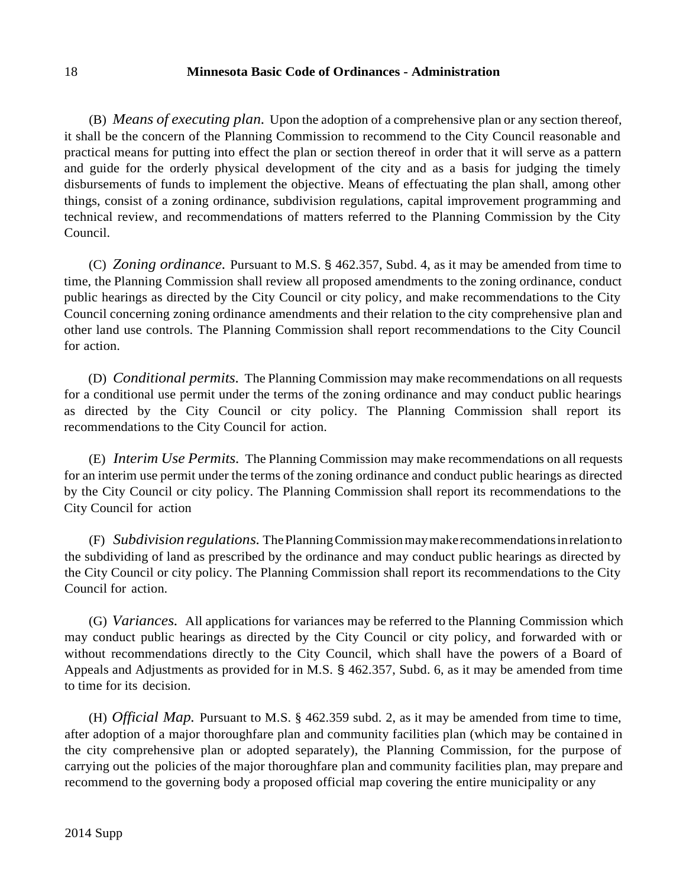(B) *Means of executing plan.* Upon the adoption of a comprehensive plan or any section thereof, it shall be the concern of the Planning Commission to recommend to the City Council reasonable and practical means for putting into effect the plan or section thereof in order that it will serve as a pattern and guide for the orderly physical development of the city and as a basis for judging the timely disbursements of funds to implement the objective. Means of effectuating the plan shall, among other things, consist of a zoning ordinance, subdivision regulations, capital improvement programming and technical review, and recommendations of matters referred to the Planning Commission by the City Council.

(C) *Zoning ordinance.* Pursuant to M.S. § 462.357, Subd. 4, as it may be amended from time to time, the Planning Commission shall review all proposed amendments to the zoning ordinance, conduct public hearings as directed by the City Council or city policy, and make recommendations to the City Council concerning zoning ordinance amendments and their relation to the city comprehensive plan and other land use controls. The Planning Commission shall report recommendations to the City Council for action.

(D) *Conditional permits.* The Planning Commission may make recommendations on all requests for a conditional use permit under the terms of the zoning ordinance and may conduct public hearings as directed by the City Council or city policy. The Planning Commission shall report its recommendations to the City Council for action.

(E) *Interim Use Permits.* The Planning Commission may make recommendations on all requests for an interim use permit under the terms of the zoning ordinance and conduct public hearings as directed by the City Council or city policy. The Planning Commission shall report its recommendations to the City Council for action

(F) *Subdivision regulations.* The Planning Commission may make recommendations in relation to the subdividing of land as prescribed by the ordinance and may conduct public hearings as directed by the City Council or city policy. The Planning Commission shall report its recommendations to the City Council for action.

(G) *Variances.* All applications for variances may be referred to the Planning Commission which may conduct public hearings as directed by the City Council or city policy, and forwarded with or without recommendations directly to the City Council, which shall have the powers of a Board of Appeals and Adjustments as provided for in M.S. § 462.357, Subd. 6, as it may be amended from time to time for its decision.

(H) *Official Map.* Pursuant to M.S. § 462.359 subd. 2, as it may be amended from time to time, after adoption of a major thoroughfare plan and community facilities plan (which may be contained in the city comprehensive plan or adopted separately), the Planning Commission, for the purpose of carrying out the policies of the major thoroughfare plan and community facilities plan, may prepare and recommend to the governing body a proposed official map covering the entire municipality or any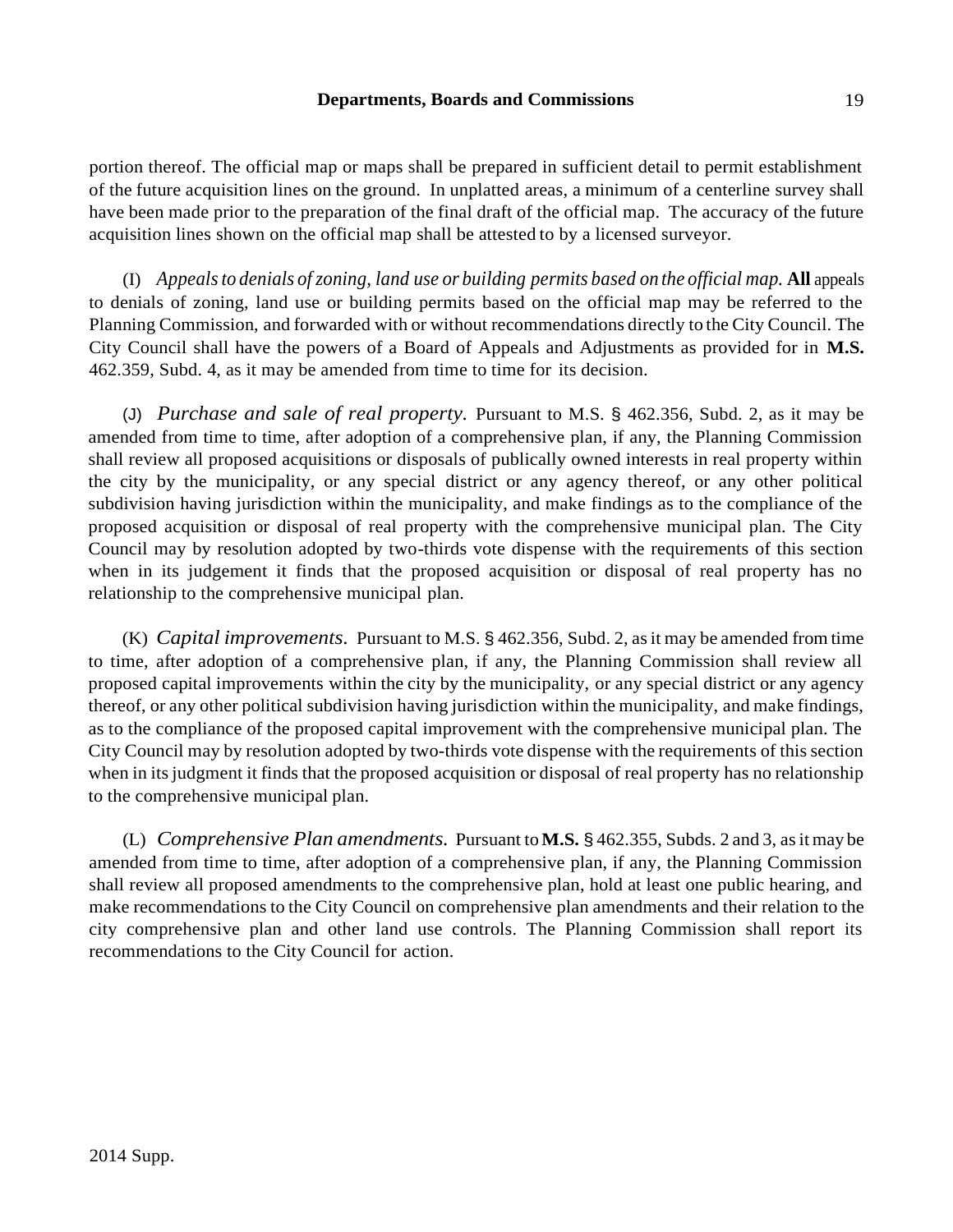portion thereof. The official map or maps shall be prepared in sufficient detail to permit establishment of the future acquisition lines on the ground. In unplatted areas, a minimum of a centerline survey shall have been made prior to the preparation of the final draft of the official map. The accuracy of the future acquisition lines shown on the official map shall be attested to by a licensed surveyor.

(I) *Appeals to denials of zoning, land use or building permits based on the official map.* **All** appeals to denials of zoning, land use or building permits based on the official map may be referred to the Planning Commission, and forwarded with or without recommendations directly to the City Council. The City Council shall have the powers of a Board of Appeals and Adjustments as provided for in **M.S.** 462.359, Subd. 4, as it may be amended from time to time for its decision.

(J) *Purchase and sale of real property.* Pursuant to M.S. § 462.356, Subd. 2, as it may be amended from time to time, after adoption of a comprehensive plan, if any, the Planning Commission shall review all proposed acquisitions or disposals of publically owned interests in real property within the city by the municipality, or any special district or any agency thereof, or any other political subdivision having jurisdiction within the municipality, and make findings as to the compliance of the proposed acquisition or disposal of real property with the comprehensive municipal plan. The City Council may by resolution adopted by two-thirds vote dispense with the requirements of this section when in its judgement it finds that the proposed acquisition or disposal of real property has no relationship to the comprehensive municipal plan.

(K) *Capital improvements.* Pursuant to M.S. § 462.356, Subd. 2, as it may be amended from time to time, after adoption of a comprehensive plan, if any, the Planning Commission shall review all proposed capital improvements within the city by the municipality, or any special district or any agency thereof, or any other political subdivision having jurisdiction within the municipality, and make findings, as to the compliance of the proposed capital improvement with the comprehensive municipal plan. The City Council may by resolution adopted by two-thirds vote dispense with the requirements of this section when in its judgment it finds that the proposed acquisition or disposal of real property has no relationship to the comprehensive municipal plan.

(L) *Comprehensive Plan amendments.* Pursuant to **M.S.** § 462.355, Subds. 2 and 3, as it may be amended from time to time, after adoption of a comprehensive plan, if any, the Planning Commission shall review all proposed amendments to the comprehensive plan, hold at least one public hearing, and make recommendations to the City Council on comprehensive plan amendments and their relation to the city comprehensive plan and other land use controls. The Planning Commission shall report its recommendations to the City Council for action.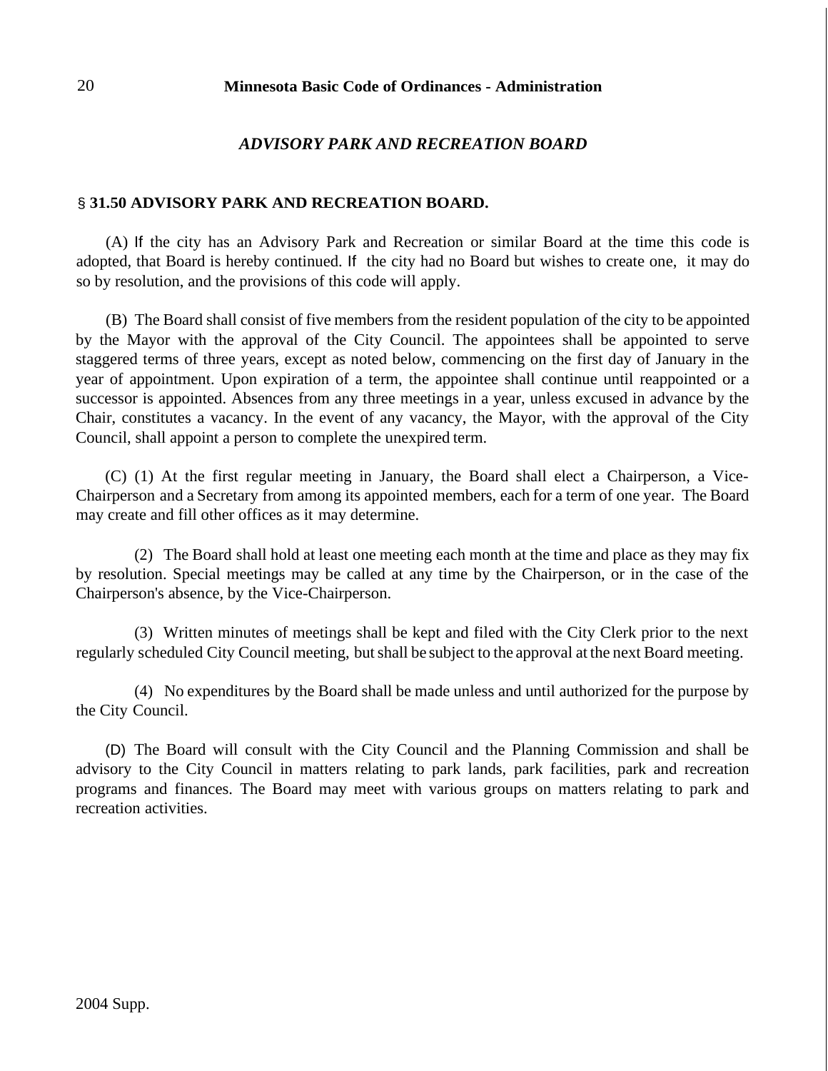## *ADVISORY PARK AND RECREATION BOARD*

### § 31.50 ADVISORY PARK AND RECREATION BOARD.

(A) If the city has an Advisory Park and Recreation or similar Board at the time this code is adopted, that Board is hereby continued. If the city had no Board but wishes to create one, it may do so by resolution, and the provisions of this code will apply.

(B) The Board shall consist of five members from the resident population of the city to be appointed by the Mayor with the approval of the City Council. The appointees shall be appointed to serve staggered terms of three years, except as noted below, commencing on the first day of January in the year of appointment. Upon expiration of a term, the appointee shall continue until reappointed or a successor is appointed. Absences from any three meetings in a year, unless excused in advance by the Chair, constitutes a vacancy. In the event of any vacancy, the Mayor, with the approval of the City Council, shall appoint a person to complete the unexpired term.

(C) (1) At the first regular meeting in January, the Board shall elect a Chairperson, a Vice-Chairperson and a Secretary from among its appointed members, each for a term of one year. The Board may create and fill other offices as it may determine.

(2) The Board shall hold at least one meeting each month at the time and place as they may fix by resolution. Special meetings may be called at any time by the Chairperson, or in the case of the Chairperson's absence, by the Vice-Chairperson.

(3) Written minutes of meetings shall be kept and filed with the City Clerk prior to the next regularly scheduled City Council meeting, but shall be subject to the approval at the next Board meeting.

(4) No expenditures by the Board shall be made unless and until authorized for the purpose by the City Council.

(D) The Board will consult with the City Council and the Planning Commission and shall be advisory to the City Council in matters relating to park lands, park facilities, park and recreation programs and finances. The Board may meet with various groups on matters relating to park and recreation activities.